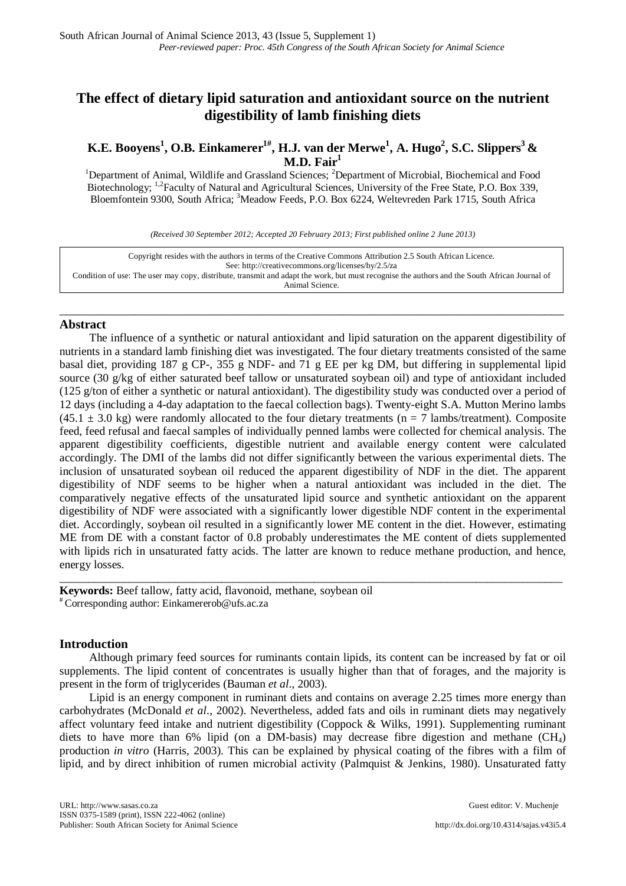# The effect of dietary lipid saturation and antioxidant source on the nutrient digestibility of lamb finishing diets

**K.E. Booyens[1], O.B. Einkamerer[1#], H.J. van der Merwe[1], A. Hugo[2], S.C. Slippers[3] & M.D. Fair[1]**

[1]Department of Animal, Wildlife and Grassland Sciences; [2]Department of Microbial, Biochemical and Food Biotechnology; [1,2]Faculty of Natural and Agricultural Sciences, University of the Free State, P.O. Box 339, Bloemfontein 9300, South Africa; [3]Meadow Feeds, P.O. Box 6224, Weltevreden Park 1715, South Africa

*(Received 30 September 2012; Accepted 20 February 2013; First published online 2 June 2013)*

Copyright resides with the authors in terms of the Creative Commons Attribution 2.5 South African Licence.
See: http://creativecommons.org/licenses/by/2.5/za
Condition of use: The user may copy, distribute, transmit and adapt the work, but must recognise the authors and the South African Journal of Animal Science.

---

## Abstract

The influence of a synthetic or natural antioxidant and lipid saturation on the apparent digestibility of nutrients in a standard lamb finishing diet was investigated. The four dietary treatments consisted of the same basal diet, providing 187 g CP-, 355 g NDF- and 71 g EE per kg DM, but differing in supplemental lipid source (30 g/kg of either saturated beef tallow or unsaturated soybean oil) and type of antioxidant included (125 g/ton of either a synthetic or natural antioxidant). The digestibility study was conducted over a period of 12 days (including a 4-day adaptation to the faecal collection bags). Twenty-eight S.A. Mutton Merino lambs ($45.1 \pm 3.0$ kg) were randomly allocated to the four dietary treatments ($n = 7$ lambs/treatment). Composite feed, feed refusal and faecal samples of individually penned lambs were collected for chemical analysis. The apparent digestibility coefficients, digestible nutrient and available energy content were calculated accordingly. The DMI of the lambs did not differ significantly between the various experimental diets. The inclusion of unsaturated soybean oil reduced the apparent digestibility of NDF in the diet. The apparent digestibility of NDF seems to be higher when a natural antioxidant was included in the diet. The comparatively negative effects of the unsaturated lipid source and synthetic antioxidant on the apparent digestibility of NDF were associated with a significantly lower digestible NDF content in the experimental diet. Accordingly, soybean oil resulted in a significantly lower ME content in the diet. However, estimating ME from DE with a constant factor of 0.8 probably underestimates the ME content of diets supplemented with lipids rich in unsaturated fatty acids. The latter are known to reduce methane production, and hence, energy losses.

---

**Keywords:** Beef tallow, fatty acid, flavonoid, methane, soybean oil

[#]Corresponding author: Einkamererob@ufs.ac.za

## Introduction

Although primary feed sources for ruminants contain lipids, its content can be increased by fat or oil supplements. The lipid content of concentrates is usually higher than that of forages, and the majority is present in the form of triglycerides (Bauman *et al*., 2003).

Lipid is an energy component in ruminant diets and contains on average 2.25 times more energy than carbohydrates (McDonald *et al*., 2002). Nevertheless, added fats and oils in ruminant diets may negatively affect voluntary feed intake and nutrient digestibility (Coppock & Wilks, 1991). Supplementing ruminant diets to have more than 6% lipid (on a DM-basis) may decrease fibre digestion and methane ($CH_4$) production *in vitro* (Harris, 2003). This can be explained by physical coating of the fibres with a film of lipid, and by direct inhibition of rumen microbial activity (Palmquist & Jenkins, 1980). Unsaturated fatty

URL: http://www.sasas.co.za
ISSN 0375-1589 (print), ISSN 222-4062 (online)
Publisher: South African Society for Animal Science

Guest editor: V. Muchenje

http://dx.doi.org/10.4314/sajas.v43i5.4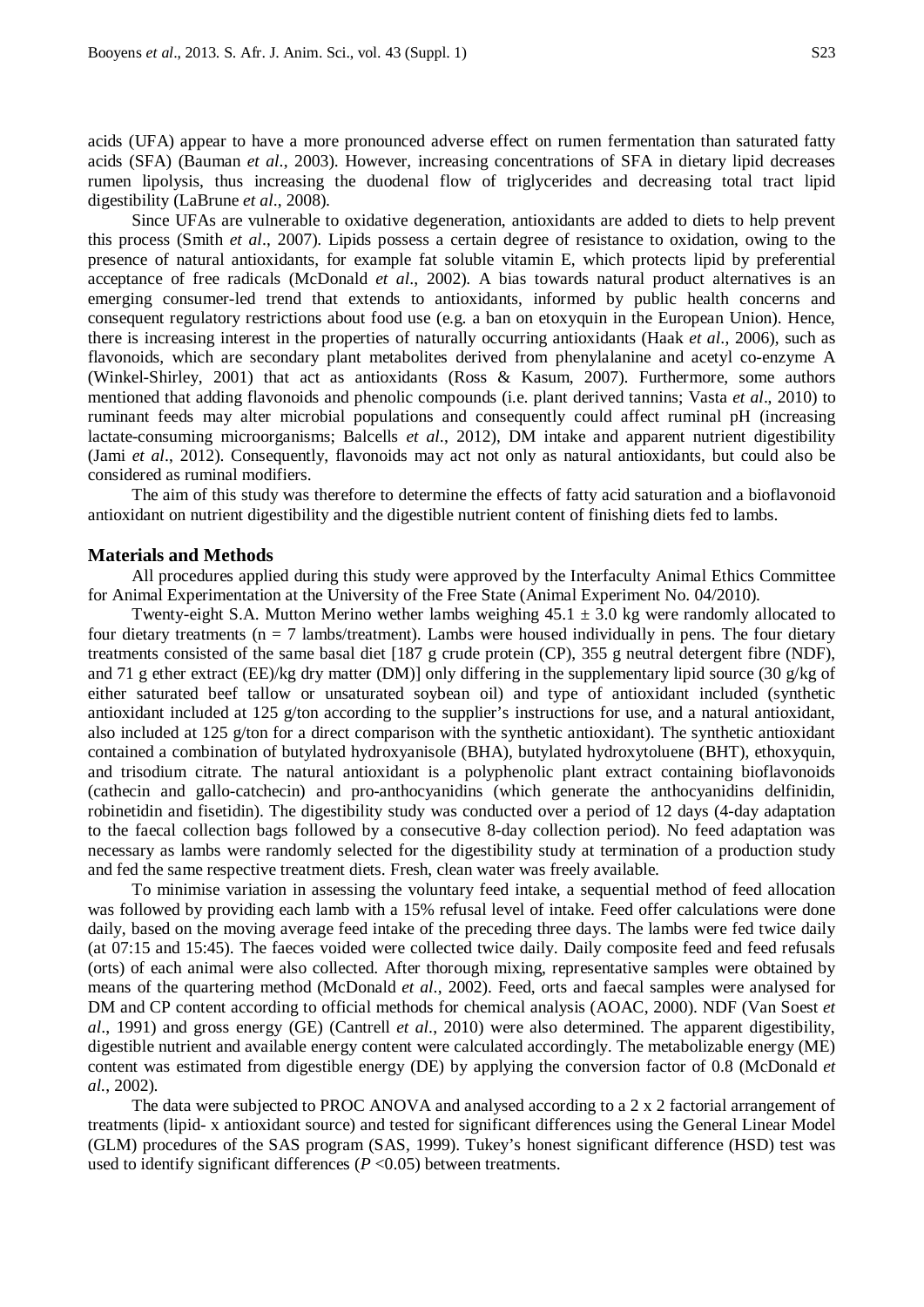acids (UFA) appear to have a more pronounced adverse effect on rumen fermentation than saturated fatty acids (SFA) (Bauman *et al*., 2003). However, increasing concentrations of SFA in dietary lipid decreases rumen lipolysis, thus increasing the duodenal flow of triglycerides and decreasing total tract lipid digestibility (LaBrune *et al*., 2008).

Since UFAs are vulnerable to oxidative degeneration, antioxidants are added to diets to help prevent this process (Smith *et al*., 2007). Lipids possess a certain degree of resistance to oxidation, owing to the presence of natural antioxidants, for example fat soluble vitamin E, which protects lipid by preferential acceptance of free radicals (McDonald *et al*., 2002). A bias towards natural product alternatives is an emerging consumer-led trend that extends to antioxidants, informed by public health concerns and consequent regulatory restrictions about food use (e.g. a ban on etoxyquin in the European Union). Hence, there is increasing interest in the properties of naturally occurring antioxidants (Haak *et al*., 2006), such as flavonoids, which are secondary plant metabolites derived from phenylalanine and acetyl co-enzyme A (Winkel-Shirley, 2001) that act as antioxidants (Ross & Kasum, 2007). Furthermore, some authors mentioned that adding flavonoids and phenolic compounds (i.e. plant derived tannins; Vasta *et al*., 2010) to ruminant feeds may alter microbial populations and consequently could affect ruminal pH (increasing lactate-consuming microorganisms; Balcells *et al*., 2012), DM intake and apparent nutrient digestibility (Jami *et al*., 2012). Consequently, flavonoids may act not only as natural antioxidants, but could also be considered as ruminal modifiers.

The aim of this study was therefore to determine the effects of fatty acid saturation and a bioflavonoid antioxidant on nutrient digestibility and the digestible nutrient content of finishing diets fed to lambs.

## Materials and Methods

All procedures applied during this study were approved by the Interfaculty Animal Ethics Committee for Animal Experimentation at the University of the Free State (Animal Experiment No. 04/2010).

Twenty-eight S.A. Mutton Merino wether lambs weighing $45.1 \pm 3.0$ kg were randomly allocated to four dietary treatments (n = 7 lambs/treatment). Lambs were housed individually in pens. The four dietary treatments consisted of the same basal diet [187 g crude protein (CP), 355 g neutral detergent fibre (NDF), and 71 g ether extract (EE)/kg dry matter (DM)] only differing in the supplementary lipid source (30 g/kg of either saturated beef tallow or unsaturated soybean oil) and type of antioxidant included (synthetic antioxidant included at 125 g/ton according to the supplier's instructions for use, and a natural antioxidant, also included at 125 g/ton for a direct comparison with the synthetic antioxidant). The synthetic antioxidant contained a combination of butylated hydroxyanisole (BHA), butylated hydroxytoluene (BHT), ethoxyquin, and trisodium citrate. The natural antioxidant is a polyphenolic plant extract containing bioflavonoids (cathecin and gallo-catchecin) and pro-anthocyanidins (which generate the anthocyanidins delfinidin, robinetidin and fisetidin). The digestibility study was conducted over a period of 12 days (4-day adaptation to the faecal collection bags followed by a consecutive 8-day collection period). No feed adaptation was necessary as lambs were randomly selected for the digestibility study at termination of a production study and fed the same respective treatment diets. Fresh, clean water was freely available.

To minimise variation in assessing the voluntary feed intake, a sequential method of feed allocation was followed by providing each lamb with a 15% refusal level of intake. Feed offer calculations were done daily, based on the moving average feed intake of the preceding three days. The lambs were fed twice daily (at 07:15 and 15:45). The faeces voided were collected twice daily. Daily composite feed and feed refusals (orts) of each animal were also collected. After thorough mixing, representative samples were obtained by means of the quartering method (McDonald *et al*., 2002). Feed, orts and faecal samples were analysed for DM and CP content according to official methods for chemical analysis (AOAC, 2000). NDF (Van Soest *et al*., 1991) and gross energy (GE) (Cantrell *et al*., 2010) were also determined. The apparent digestibility, digestible nutrient and available energy content were calculated accordingly. The metabolizable energy (ME) content was estimated from digestible energy (DE) by applying the conversion factor of 0.8 (McDonald *et al*., 2002).

The data were subjected to PROC ANOVA and analysed according to a 2 x 2 factorial arrangement of treatments (lipid- x antioxidant source) and tested for significant differences using the General Linear Model (GLM) procedures of the SAS program (SAS, 1999). Tukey's honest significant difference (HSD) test was used to identify significant differences ($P < 0.05$) between treatments.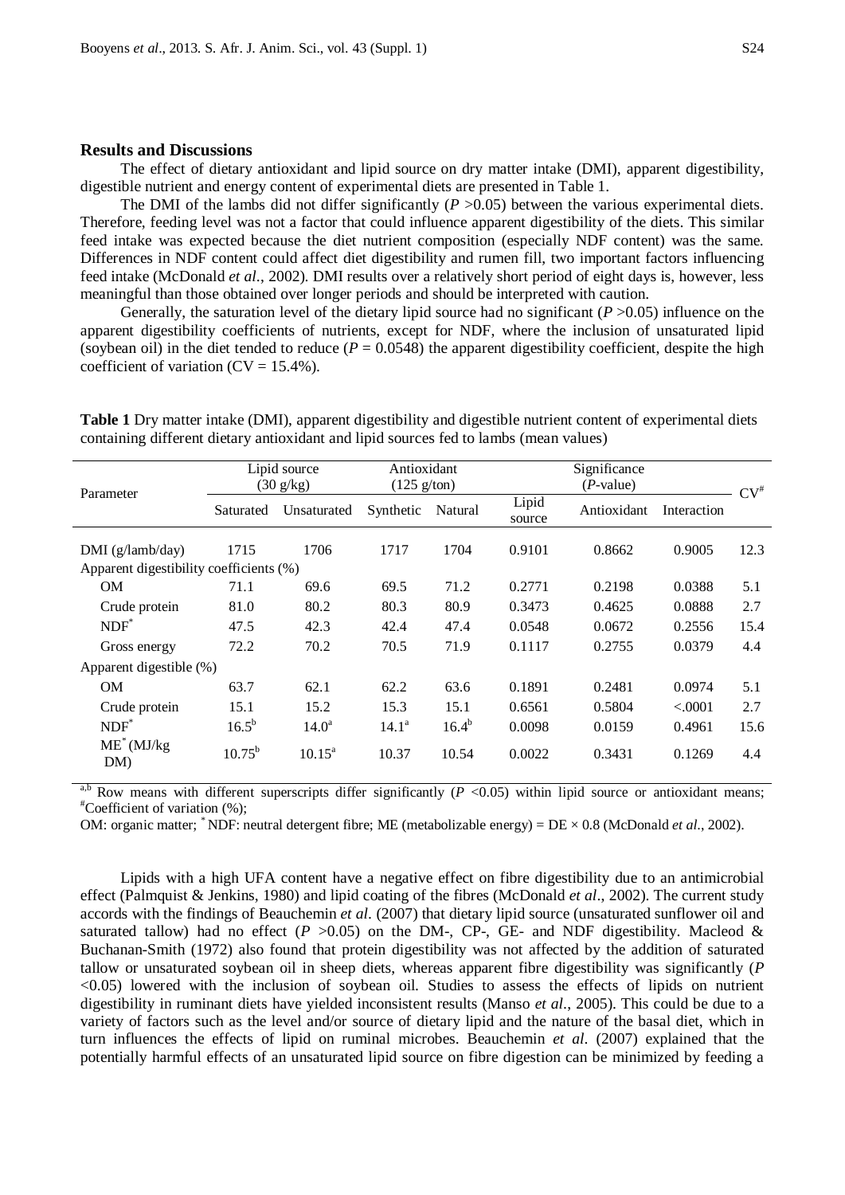## Results and Discussions

The effect of dietary antioxidant and lipid source on dry matter intake (DMI), apparent digestibility, digestible nutrient and energy content of experimental diets are presented in Table 1.

The DMI of the lambs did not differ significantly ($P$ >0.05) between the various experimental diets. Therefore, feeding level was not a factor that could influence apparent digestibility of the diets. This similar feed intake was expected because the diet nutrient composition (especially NDF content) was the same. Differences in NDF content could affect diet digestibility and rumen fill, two important factors influencing feed intake (McDonald *et al*., 2002). DMI results over a relatively short period of eight days is, however, less meaningful than those obtained over longer periods and should be interpreted with caution.

Generally, the saturation level of the dietary lipid source had no significant ($P$ >0.05) influence on the apparent digestibility coefficients of nutrients, except for NDF, where the inclusion of unsaturated lipid (soybean oil) in the diet tended to reduce ($P$ = 0.0548) the apparent digestibility coefficient, despite the high coefficient of variation (CV = 15.4%).

**Table 1** Dry matter intake (DMI), apparent digestibility and digestible nutrient content of experimental diets containing different dietary antioxidant and lipid sources fed to lambs (mean values)

| Parameter | Lipid source (30 g/kg) | | Antioxidant (125 g/ton) | | Significance (*P*-value) | | | CV[#] |
|---|---|---|---|---|---|---|---|---|
| | Saturated | Unsaturated | Synthetic | Natural | Lipid source | Antioxidant | Interaction | |
| DMI (g/lamb/day) | 1715 | 1706 | 1717 | 1704 | 0.9101 | 0.8662 | 0.9005 | 12.3 |
| Apparent digestibility coefficients (%) | | | | | | | | |
| OM | 71.1 | 69.6 | 69.5 | 71.2 | 0.2771 | 0.2198 | 0.0388 | 5.1 |
| Crude protein | 81.0 | 80.2 | 80.3 | 80.9 | 0.3473 | 0.4625 | 0.0888 | 2.7 |
| NDF[*] | 47.5 | 42.3 | 42.4 | 47.4 | 0.0548 | 0.0672 | 0.2556 | 15.4 |
| Gross energy | 72.2 | 70.2 | 70.5 | 71.9 | 0.1117 | 0.2755 | 0.0379 | 4.4 |
| Apparent digestible (%) | | | | | | | | |
| OM | 63.7 | 62.1 | 62.2 | 63.6 | 0.1891 | 0.2481 | 0.0974 | 5.1 |
| Crude protein | 15.1 | 15.2 | 15.3 | 15.1 | 0.6561 | 0.5804 | <.0001 | 2.7 |
| NDF[*] | 16.5[b] | 14.0[a] | 14.1[a] | 16.4[b] | 0.0098 | 0.0159 | 0.4961 | 15.6 |
| ME[*] (MJ/kg DM) | 10.75[b] | 10.15[a] | 10.37 | 10.54 | 0.0022 | 0.3431 | 0.1269 | 4.4 |

[a,b] Row means with different superscripts differ significantly ($P$ <0.05) within lipid source or antioxidant means; [#]Coefficient of variation (%);

OM: organic matter; [*] NDF: neutral detergent fibre; ME (metabolizable energy) = DE × 0.8 (McDonald *et al*., 2002).

Lipids with a high UFA content have a negative effect on fibre digestibility due to an antimicrobial effect (Palmquist & Jenkins, 1980) and lipid coating of the fibres (McDonald *et al*., 2002). The current study accords with the findings of Beauchemin *et al*. (2007) that dietary lipid source (unsaturated sunflower oil and saturated tallow) had no effect ($P$ >0.05) on the DM-, CP-, GE- and NDF digestibility. Macleod & Buchanan-Smith (1972) also found that protein digestibility was not affected by the addition of saturated tallow or unsaturated soybean oil in sheep diets, whereas apparent fibre digestibility was significantly ($P$ <0.05) lowered with the inclusion of soybean oil. Studies to assess the effects of lipids on nutrient digestibility in ruminant diets have yielded inconsistent results (Manso *et al*., 2005). This could be due to a variety of factors such as the level and/or source of dietary lipid and the nature of the basal diet, which in turn influences the effects of lipid on ruminal microbes. Beauchemin *et al*. (2007) explained that the potentially harmful effects of an unsaturated lipid source on fibre digestion can be minimized by feeding a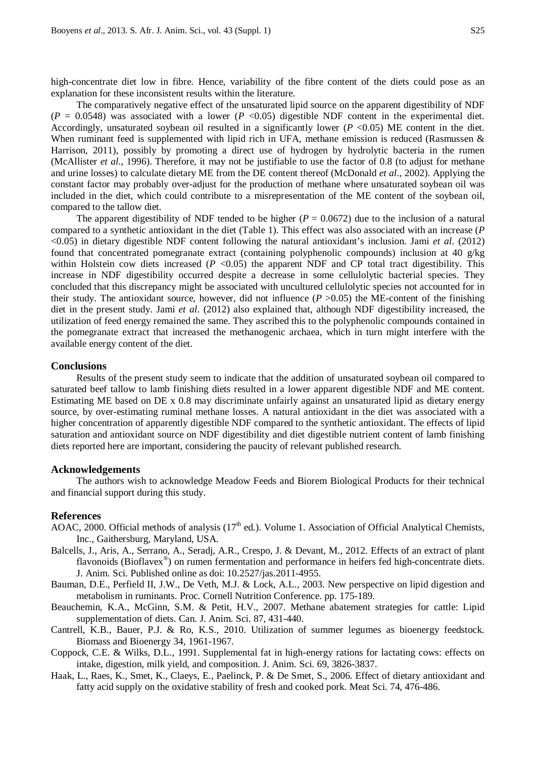high-concentrate diet low in fibre. Hence, variability of the fibre content of the diets could pose as an explanation for these inconsistent results within the literature.

The comparatively negative effect of the unsaturated lipid source on the apparent digestibility of NDF ($P$ = 0.0548) was associated with a lower ($P$ <0.05) digestible NDF content in the experimental diet. Accordingly, unsaturated soybean oil resulted in a significantly lower ($P$ <0.05) ME content in the diet. When ruminant feed is supplemented with lipid rich in UFA, methane emission is reduced (Rasmussen & Harrison, 2011), possibly by promoting a direct use of hydrogen by hydrolytic bacteria in the rumen (McAllister *et al*., 1996). Therefore, it may not be justifiable to use the factor of 0.8 (to adjust for methane and urine losses) to calculate dietary ME from the DE content thereof (McDonald *et al*., 2002). Applying the constant factor may probably over-adjust for the production of methane where unsaturated soybean oil was included in the diet, which could contribute to a misrepresentation of the ME content of the soybean oil, compared to the tallow diet.

The apparent digestibility of NDF tended to be higher ($P$ = 0.0672) due to the inclusion of a natural compared to a synthetic antioxidant in the diet (Table 1). This effect was also associated with an increase ($P$ <0.05) in dietary digestible NDF content following the natural antioxidant's inclusion. Jami *et al*. (2012) found that concentrated pomegranate extract (containing polyphenolic compounds) inclusion at 40 g/kg within Holstein cow diets increased ($P$ <0.05) the apparent NDF and CP total tract digestibility. This increase in NDF digestibility occurred despite a decrease in some cellulolytic bacterial species. They concluded that this discrepancy might be associated with uncultured cellulolytic species not accounted for in their study. The antioxidant source, however, did not influence ($P$ >0.05) the ME-content of the finishing diet in the present study. Jami *et al*. (2012) also explained that, although NDF digestibility increased, the utilization of feed energy remained the same. They ascribed this to the polyphenolic compounds contained in the pomegranate extract that increased the methanogenic archaea, which in turn might interfere with the available energy content of the diet.

## Conclusions

Results of the present study seem to indicate that the addition of unsaturated soybean oil compared to saturated beef tallow to lamb finishing diets resulted in a lower apparent digestible NDF and ME content. Estimating ME based on DE x 0.8 may discriminate unfairly against an unsaturated lipid as dietary energy source, by over-estimating ruminal methane losses. A natural antioxidant in the diet was associated with a higher concentration of apparently digestible NDF compared to the synthetic antioxidant. The effects of lipid saturation and antioxidant source on NDF digestibility and diet digestible nutrient content of lamb finishing diets reported here are important, considering the paucity of relevant published research.

## Acknowledgements

The authors wish to acknowledge Meadow Feeds and Biorem Biological Products for their technical and financial support during this study.

## References

AOAC, 2000. Official methods of analysis (17th ed.). Volume 1. Association of Official Analytical Chemists, Inc., Gaithersburg, Maryland, USA.

Balcells, J., Aris, A., Serrano, A., Seradj, A.R., Crespo, J. & Devant, M., 2012. Effects of an extract of plant flavonoids (Bioflavex®) on rumen fermentation and performance in heifers fed high-concentrate diets. J. Anim. Sci. Published online as doi: 10.2527/jas.2011-4955.

Bauman, D.E., Perfield II, J.W., De Veth, M.J. & Lock, A.L., 2003. New perspective on lipid digestion and metabolism in ruminants. Proc. Cornell Nutrition Conference. pp. 175-189.

Beauchemin, K.A., McGinn, S.M. & Petit, H.V., 2007. Methane abatement strategies for cattle: Lipid supplementation of diets. Can. J. Anim. Sci. 87, 431-440.

Cantrell, K.B., Bauer, P.J. & Ro, K.S., 2010. Utilization of summer legumes as bioenergy feedstock. Biomass and Bioenergy 34, 1961-1967.

Coppock, C.E. & Wilks, D.L., 1991. Supplemental fat in high-energy rations for lactating cows: effects on intake, digestion, milk yield, and composition. J. Anim. Sci. 69, 3826-3837.

Haak, L., Raes, K., Smet, K., Claeys, E., Paelinck, P. & De Smet, S., 2006. Effect of dietary antioxidant and fatty acid supply on the oxidative stability of fresh and cooked pork. Meat Sci. 74, 476-486.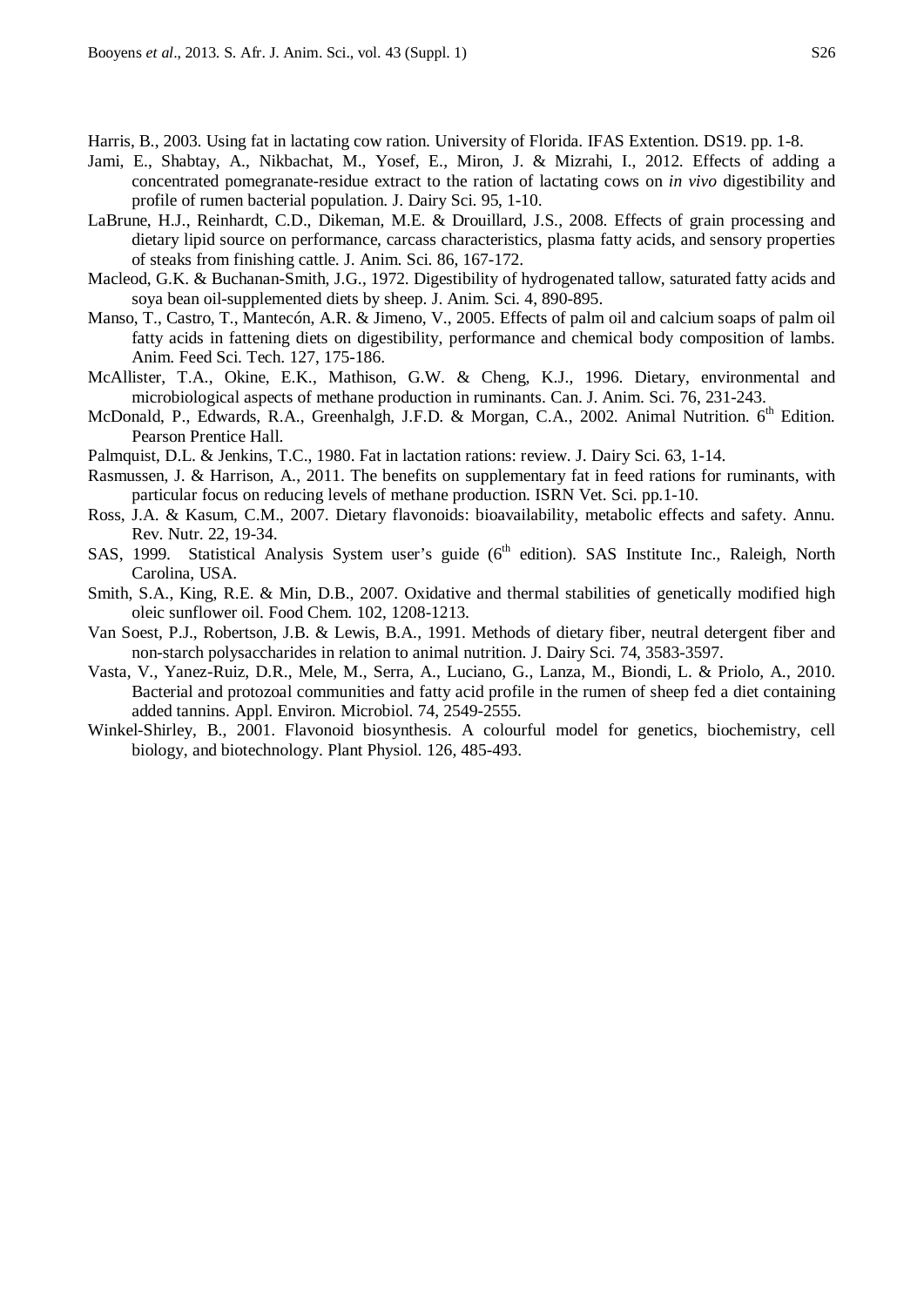Harris, B., 2003. Using fat in lactating cow ration. University of Florida. IFAS Extention. DS19. pp. 1-8.

Jami, E., Shabtay, A., Nikbachat, M., Yosef, E., Miron, J. & Mizrahi, I., 2012. Effects of adding a concentrated pomegranate-residue extract to the ration of lactating cows on *in vivo* digestibility and profile of rumen bacterial population. J. Dairy Sci. 95, 1-10.

LaBrune, H.J., Reinhardt, C.D., Dikeman, M.E. & Drouillard, J.S., 2008. Effects of grain processing and dietary lipid source on performance, carcass characteristics, plasma fatty acids, and sensory properties of steaks from finishing cattle. J. Anim. Sci. 86, 167-172.

Macleod, G.K. & Buchanan-Smith, J.G., 1972. Digestibility of hydrogenated tallow, saturated fatty acids and soya bean oil-supplemented diets by sheep. J. Anim. Sci. 4, 890-895.

Manso, T., Castro, T., Mantecón, A.R. & Jimeno, V., 2005. Effects of palm oil and calcium soaps of palm oil fatty acids in fattening diets on digestibility, performance and chemical body composition of lambs. Anim. Feed Sci. Tech. 127, 175-186.

McAllister, T.A., Okine, E.K., Mathison, G.W. & Cheng, K.J., 1996. Dietary, environmental and microbiological aspects of methane production in ruminants. Can. J. Anim. Sci. 76, 231-243.

McDonald, P., Edwards, R.A., Greenhalgh, J.F.D. & Morgan, C.A., 2002. Animal Nutrition. 6th Edition. Pearson Prentice Hall.

Palmquist, D.L. & Jenkins, T.C., 1980. Fat in lactation rations: review. J. Dairy Sci. 63, 1-14.

Rasmussen, J. & Harrison, A., 2011. The benefits on supplementary fat in feed rations for ruminants, with particular focus on reducing levels of methane production. ISRN Vet. Sci. pp.1-10.

Ross, J.A. & Kasum, C.M., 2007. Dietary flavonoids: bioavailability, metabolic effects and safety. Annu. Rev. Nutr. 22, 19-34.

SAS, 1999. Statistical Analysis System user's guide (6th edition). SAS Institute Inc., Raleigh, North Carolina, USA.

Smith, S.A., King, R.E. & Min, D.B., 2007. Oxidative and thermal stabilities of genetically modified high oleic sunflower oil. Food Chem. 102, 1208-1213.

Van Soest, P.J., Robertson, J.B. & Lewis, B.A., 1991. Methods of dietary fiber, neutral detergent fiber and non-starch polysaccharides in relation to animal nutrition. J. Dairy Sci. 74, 3583-3597.

Vasta, V., Yanez-Ruiz, D.R., Mele, M., Serra, A., Luciano, G., Lanza, M., Biondi, L. & Priolo, A., 2010. Bacterial and protozoal communities and fatty acid profile in the rumen of sheep fed a diet containing added tannins. Appl. Environ. Microbiol. 74, 2549-2555.

Winkel-Shirley, B., 2001. Flavonoid biosynthesis. A colourful model for genetics, biochemistry, cell biology, and biotechnology. Plant Physiol. 126, 485-493.